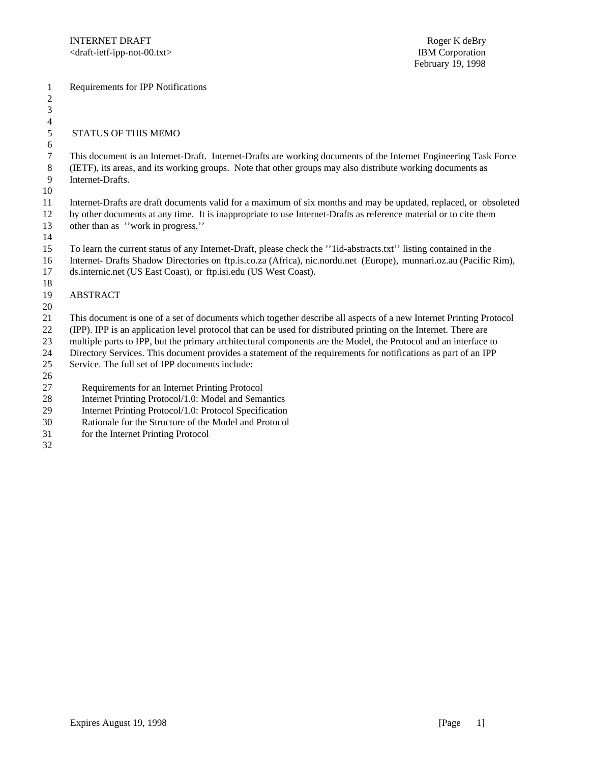INTERNET DRAFT
<draft-ietf-ipp-not-00.txt>

Roger K deBry
IBM Corporation
February 19, 1998

# Requirements for IPP Notifications

## STATUS OF THIS MEMO

This document is an Internet-Draft. Internet-Drafts are working documents of the Internet Engineering Task Force (IETF), its areas, and its working groups. Note that other groups may also distribute working documents as Internet-Drafts.

Internet-Drafts are draft documents valid for a maximum of six months and may be updated, replaced, or obsoleted by other documents at any time. It is inappropriate to use Internet-Drafts as reference material or to cite them other than as ''work in progress.''

To learn the current status of any Internet-Draft, please check the ''1id-abstracts.txt'' listing contained in the Internet- Drafts Shadow Directories on ftp.is.co.za (Africa), nic.nordu.net (Europe), munnari.oz.au (Pacific Rim), ds.internic.net (US East Coast), or ftp.isi.edu (US West Coast).

## ABSTRACT

This document is one of a set of documents which together describe all aspects of a new Internet Printing Protocol (IPP). IPP is an application level protocol that can be used for distributed printing on the Internet. There are multiple parts to IPP, but the primary architectural components are the Model, the Protocol and an interface to Directory Services. This document provides a statement of the requirements for notifications as part of an IPP Service. The full set of IPP documents include:

- Requirements for an Internet Printing Protocol
- Internet Printing Protocol/1.0: Model and Semantics
- Internet Printing Protocol/1.0: Protocol Specification
- Rationale for the Structure of the Model and Protocol for the Internet Printing Protocol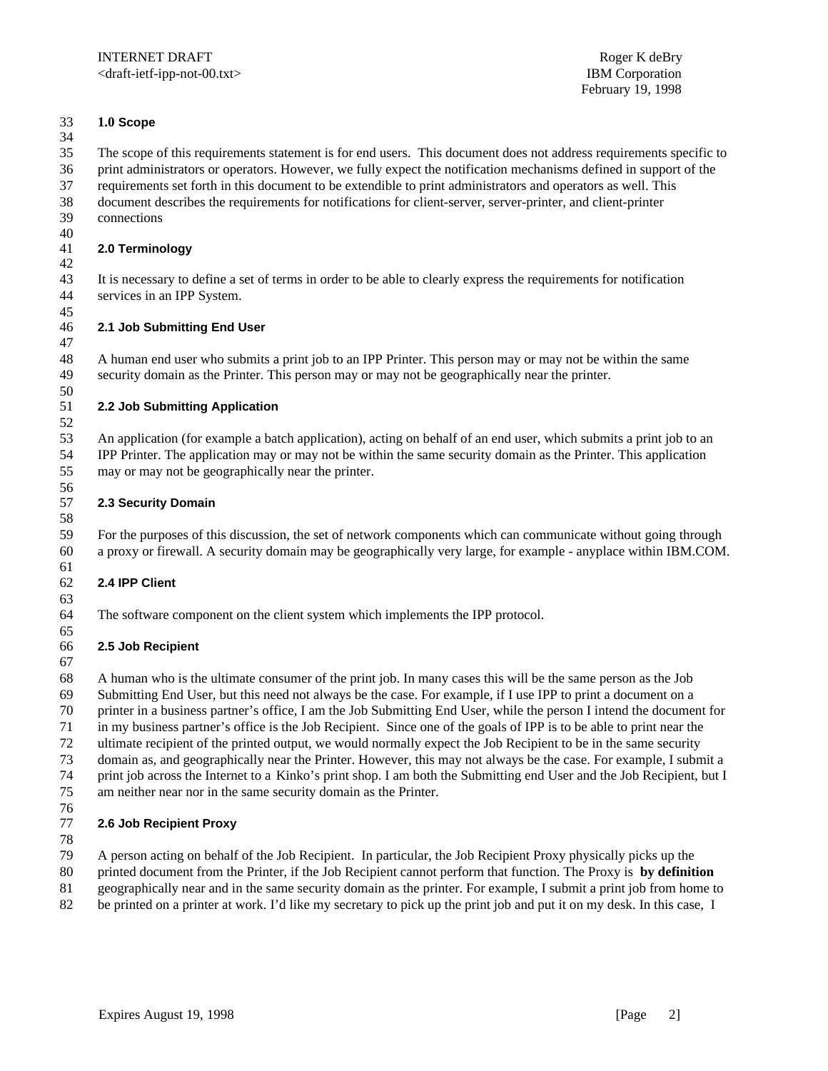## 1.0 Scope

The scope of this requirements statement is for end users. This document does not address requirements specific to print administrators or operators. However, we fully expect the notification mechanisms defined in support of the requirements set forth in this document to be extendible to print administrators and operators as well. This document describes the requirements for notifications for client-server, server-printer, and client-printer connections

## 2.0 Terminology

It is necessary to define a set of terms in order to be able to clearly express the requirements for notification services in an IPP System.

### 2.1 Job Submitting End User

A human end user who submits a print job to an IPP Printer. This person may or may not be within the same security domain as the Printer. This person may or may not be geographically near the printer.

### 2.2 Job Submitting Application

An application (for example a batch application), acting on behalf of an end user, which submits a print job to an IPP Printer. The application may or may not be within the same security domain as the Printer. This application may or may not be geographically near the printer.

### 2.3 Security Domain

For the purposes of this discussion, the set of network components which can communicate without going through a proxy or firewall. A security domain may be geographically very large, for example - anyplace within IBM.COM.

### 2.4 IPP Client

The software component on the client system which implements the IPP protocol.

### 2.5 Job Recipient

A human who is the ultimate consumer of the print job. In many cases this will be the same person as the Job Submitting End User, but this need not always be the case. For example, if I use IPP to print a document on a printer in a business partner's office, I am the Job Submitting End User, while the person I intend the document for in my business partner's office is the Job Recipient. Since one of the goals of IPP is to be able to print near the ultimate recipient of the printed output, we would normally expect the Job Recipient to be in the same security domain as, and geographically near the Printer. However, this may not always be the case. For example, I submit a print job across the Internet to a Kinko's print shop. I am both the Submitting end User and the Job Recipient, but I am neither near nor in the same security domain as the Printer.

### 2.6 Job Recipient Proxy

A person acting on behalf of the Job Recipient. In particular, the Job Recipient Proxy physically picks up the printed document from the Printer, if the Job Recipient cannot perform that function. The Proxy is **by definition** geographically near and in the same security domain as the printer. For example, I submit a print job from home to be printed on a printer at work. I'd like my secretary to pick up the print job and put it on my desk. In this case, I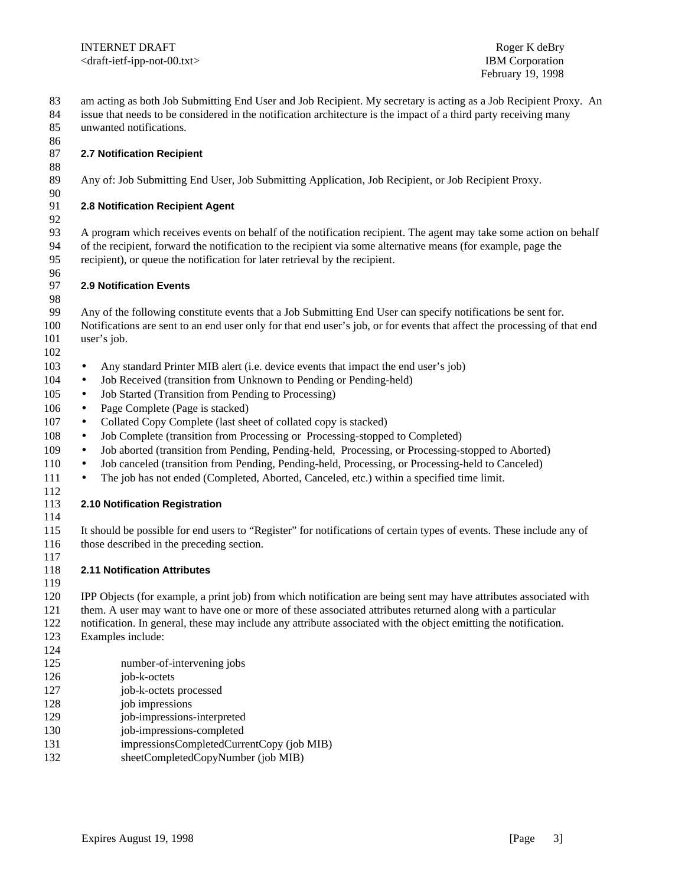am acting as both Job Submitting End User and Job Recipient. My secretary is acting as a Job Recipient Proxy. An issue that needs to be considered in the notification architecture is the impact of a third party receiving many unwanted notifications.

### 2.7 Notification Recipient

Any of: Job Submitting End User, Job Submitting Application, Job Recipient, or Job Recipient Proxy.

### 2.8 Notification Recipient Agent

A program which receives events on behalf of the notification recipient. The agent may take some action on behalf of the recipient, forward the notification to the recipient via some alternative means (for example, page the recipient), or queue the notification for later retrieval by the recipient.

### 2.9 Notification Events

Any of the following constitute events that a Job Submitting End User can specify notifications be sent for. Notifications are sent to an end user only for that end user's job, or for events that affect the processing of that end user's job.

- Any standard Printer MIB alert (i.e. device events that impact the end user's job)
- Job Received (transition from Unknown to Pending or Pending-held)
- Job Started (Transition from Pending to Processing)
- Page Complete (Page is stacked)
- Collated Copy Complete (last sheet of collated copy is stacked)
- Job Complete (transition from Processing or Processing-stopped to Completed)
- Job aborted (transition from Pending, Pending-held, Processing, or Processing-stopped to Aborted)
- Job canceled (transition from Pending, Pending-held, Processing, or Processing-held to Canceled)
- The job has not ended (Completed, Aborted, Canceled, etc.) within a specified time limit.

### 2.10 Notification Registration

It should be possible for end users to "Register" for notifications of certain types of events. These include any of those described in the preceding section.

### 2.11 Notification Attributes

IPP Objects (for example, a print job) from which notification are being sent may have attributes associated with them. A user may want to have one or more of these associated attributes returned along with a particular notification. In general, these may include any attribute associated with the object emitting the notification. Examples include:

number-of-intervening jobs
job-k-octets
job-k-octets processed
job impressions
job-impressions-interpreted
job-impressions-completed
impressionsCompletedCurrentCopy (job MIB)
sheetCompletedCopyNumber (job MIB)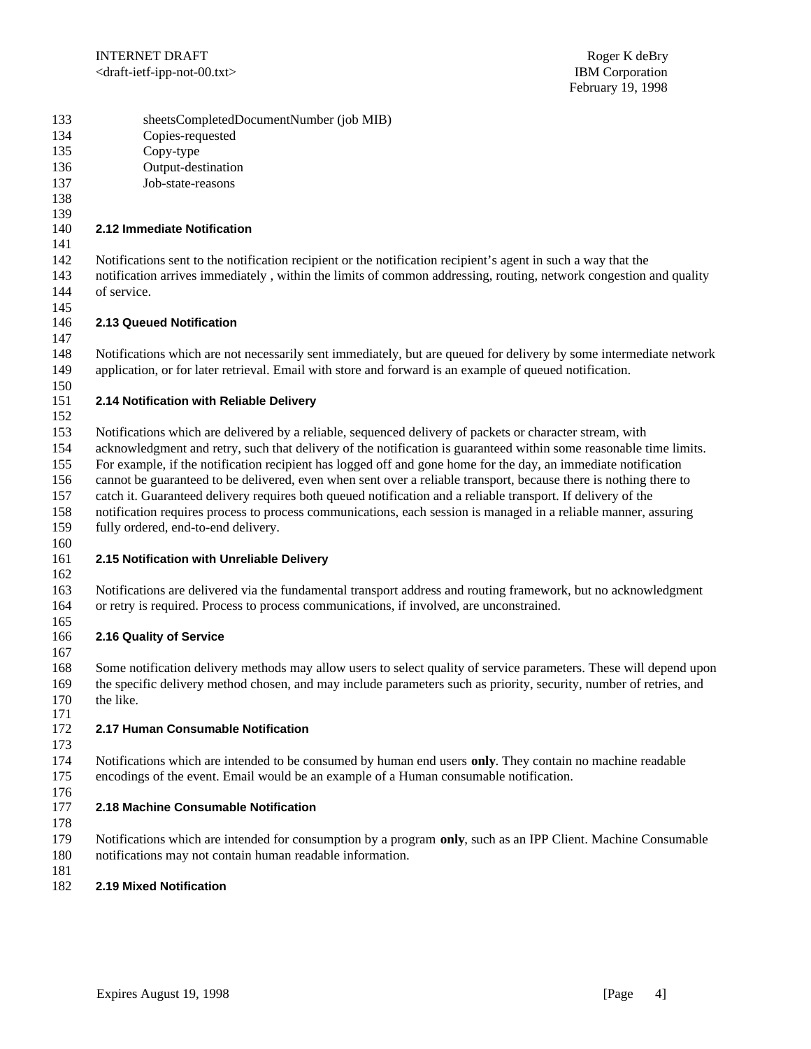sheetsCompletedDocumentNumber (job MIB)
Copies-requested
Copy-type
Output-destination
Job-state-reasons

### 2.12 Immediate Notification

Notifications sent to the notification recipient or the notification recipient's agent in such a way that the notification arrives immediately , within the limits of common addressing, routing, network congestion and quality of service.

### 2.13 Queued Notification

Notifications which are not necessarily sent immediately, but are queued for delivery by some intermediate network application, or for later retrieval. Email with store and forward is an example of queued notification.

### 2.14 Notification with Reliable Delivery

Notifications which are delivered by a reliable, sequenced delivery of packets or character stream, with acknowledgment and retry, such that delivery of the notification is guaranteed within some reasonable time limits. For example, if the notification recipient has logged off and gone home for the day, an immediate notification cannot be guaranteed to be delivered, even when sent over a reliable transport, because there is nothing there to catch it. Guaranteed delivery requires both queued notification and a reliable transport. If delivery of the notification requires process to process communications, each session is managed in a reliable manner, assuring fully ordered, end-to-end delivery.

### 2.15 Notification with Unreliable Delivery

Notifications are delivered via the fundamental transport address and routing framework, but no acknowledgment or retry is required. Process to process communications, if involved, are unconstrained.

### 2.16 Quality of Service

Some notification delivery methods may allow users to select quality of service parameters. These will depend upon the specific delivery method chosen, and may include parameters such as priority, security, number of retries, and the like.

### 2.17 Human Consumable Notification

Notifications which are intended to be consumed by human end users **only**. They contain no machine readable encodings of the event. Email would be an example of a Human consumable notification.

### 2.18 Machine Consumable Notification

Notifications which are intended for consumption by a program **only**, such as an IPP Client. Machine Consumable notifications may not contain human readable information.

### 2.19 Mixed Notification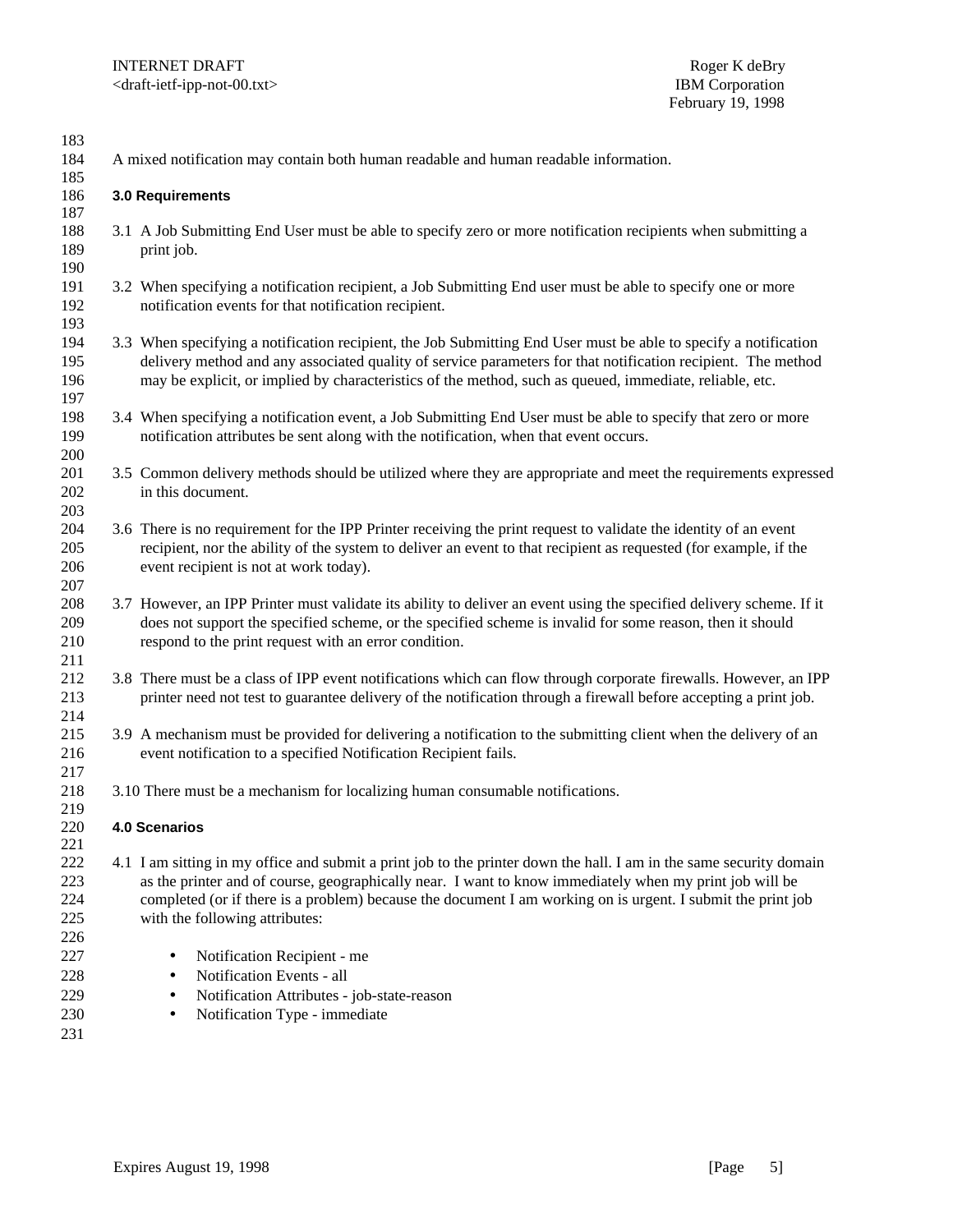A mixed notification may contain both human readable and human readable information.

### 3.0 Requirements

3.1 A Job Submitting End User must be able to specify zero or more notification recipients when submitting a print job.

3.2 When specifying a notification recipient, a Job Submitting End user must be able to specify one or more notification events for that notification recipient.

3.3 When specifying a notification recipient, the Job Submitting End User must be able to specify a notification delivery method and any associated quality of service parameters for that notification recipient. The method may be explicit, or implied by characteristics of the method, such as queued, immediate, reliable, etc.

3.4 When specifying a notification event, a Job Submitting End User must be able to specify that zero or more notification attributes be sent along with the notification, when that event occurs.

3.5 Common delivery methods should be utilized where they are appropriate and meet the requirements expressed in this document.

3.6 There is no requirement for the IPP Printer receiving the print request to validate the identity of an event recipient, nor the ability of the system to deliver an event to that recipient as requested (for example, if the event recipient is not at work today).

3.7 However, an IPP Printer must validate its ability to deliver an event using the specified delivery scheme. If it does not support the specified scheme, or the specified scheme is invalid for some reason, then it should respond to the print request with an error condition.

3.8 There must be a class of IPP event notifications which can flow through corporate firewalls. However, an IPP printer need not test to guarantee delivery of the notification through a firewall before accepting a print job.

3.9 A mechanism must be provided for delivering a notification to the submitting client when the delivery of an event notification to a specified Notification Recipient fails.

3.10 There must be a mechanism for localizing human consumable notifications.

### 4.0 Scenarios

4.1 I am sitting in my office and submit a print job to the printer down the hall. I am in the same security domain as the printer and of course, geographically near. I want to know immediately when my print job will be completed (or if there is a problem) because the document I am working on is urgent. I submit the print job with the following attributes:

- Notification Recipient - me
- Notification Events - all
- Notification Attributes - job-state-reason
- Notification Type - immediate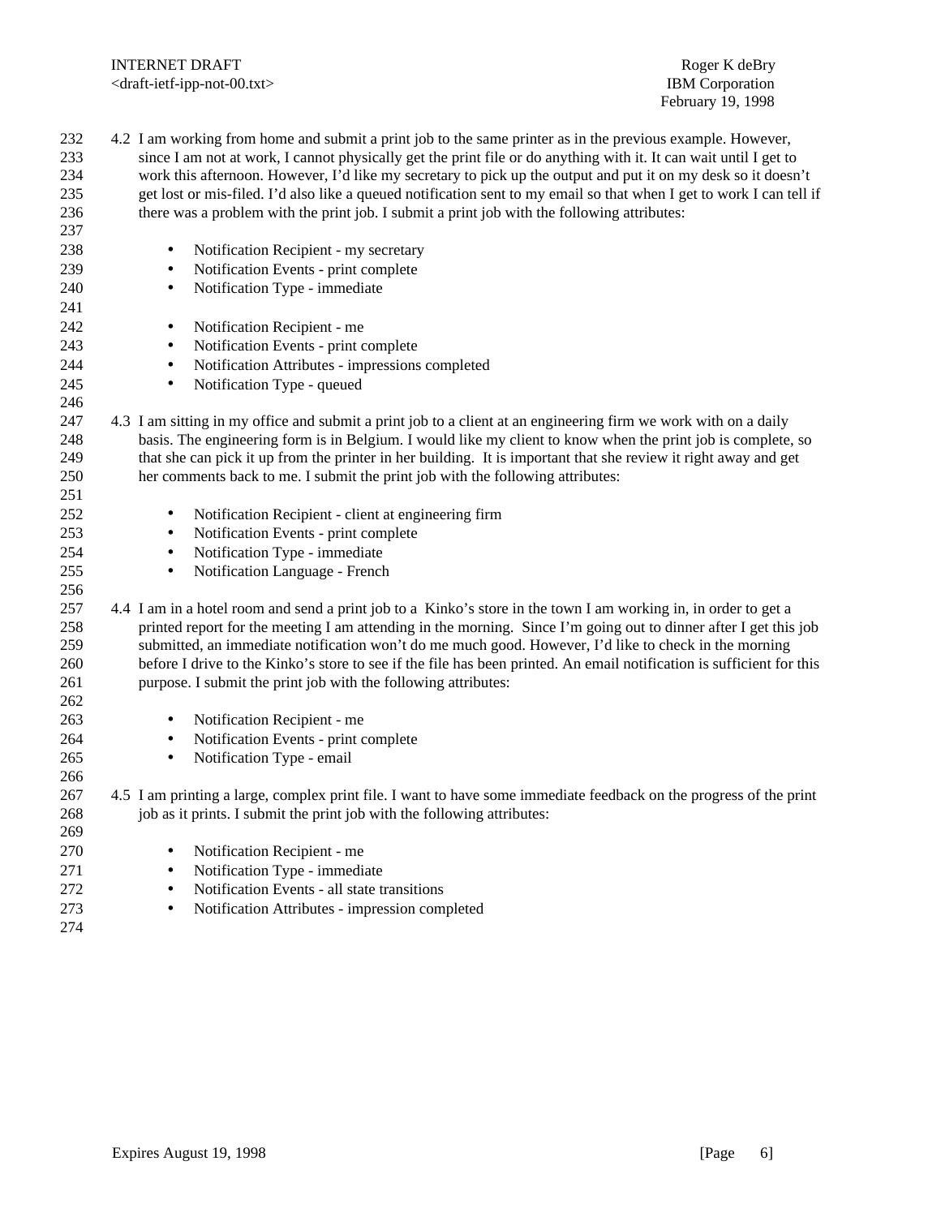4.2 I am working from home and submit a print job to the same printer as in the previous example. However, since I am not at work, I cannot physically get the print file or do anything with it. It can wait until I get to work this afternoon. However, I'd like my secretary to pick up the output and put it on my desk so it doesn't get lost or mis-filed. I'd also like a queued notification sent to my email so that when I get to work I can tell if there was a problem with the print job. I submit a print job with the following attributes:

- Notification Recipient - my secretary
- Notification Events - print complete
- Notification Type - immediate

- Notification Recipient - me
- Notification Events - print complete
- Notification Attributes - impressions completed
- Notification Type - queued

4.3 I am sitting in my office and submit a print job to a client at an engineering firm we work with on a daily basis. The engineering form is in Belgium. I would like my client to know when the print job is complete, so that she can pick it up from the printer in her building. It is important that she review it right away and get her comments back to me. I submit the print job with the following attributes:

- Notification Recipient - client at engineering firm
- Notification Events - print complete
- Notification Type - immediate
- Notification Language - French

4.4 I am in a hotel room and send a print job to a Kinko's store in the town I am working in, in order to get a printed report for the meeting I am attending in the morning. Since I'm going out to dinner after I get this job submitted, an immediate notification won't do me much good. However, I'd like to check in the morning before I drive to the Kinko's store to see if the file has been printed. An email notification is sufficient for this purpose. I submit the print job with the following attributes:

- Notification Recipient - me
- Notification Events - print complete
- Notification Type - email

4.5 I am printing a large, complex print file. I want to have some immediate feedback on the progress of the print job as it prints. I submit the print job with the following attributes:

- Notification Recipient - me
- Notification Type - immediate
- Notification Events - all state transitions
- Notification Attributes - impression completed